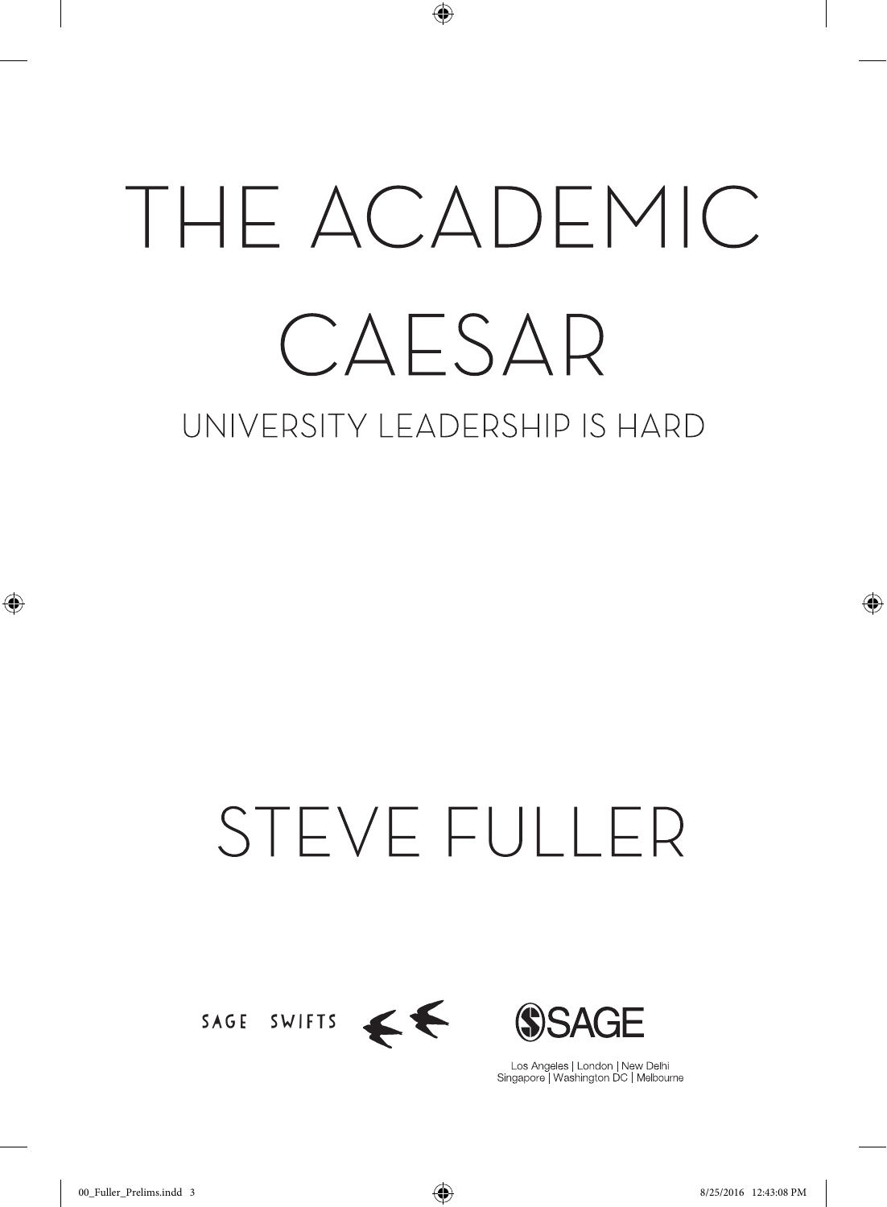# THE ACADEMIC CAESAR

## UNIVERSITY LEADERSHIP IS HARD

# STEVE FULLER

SAGE SWIFTS

SAGE

Los Angeles | London | New Delhi
Singapore | Washington DC | Melbourne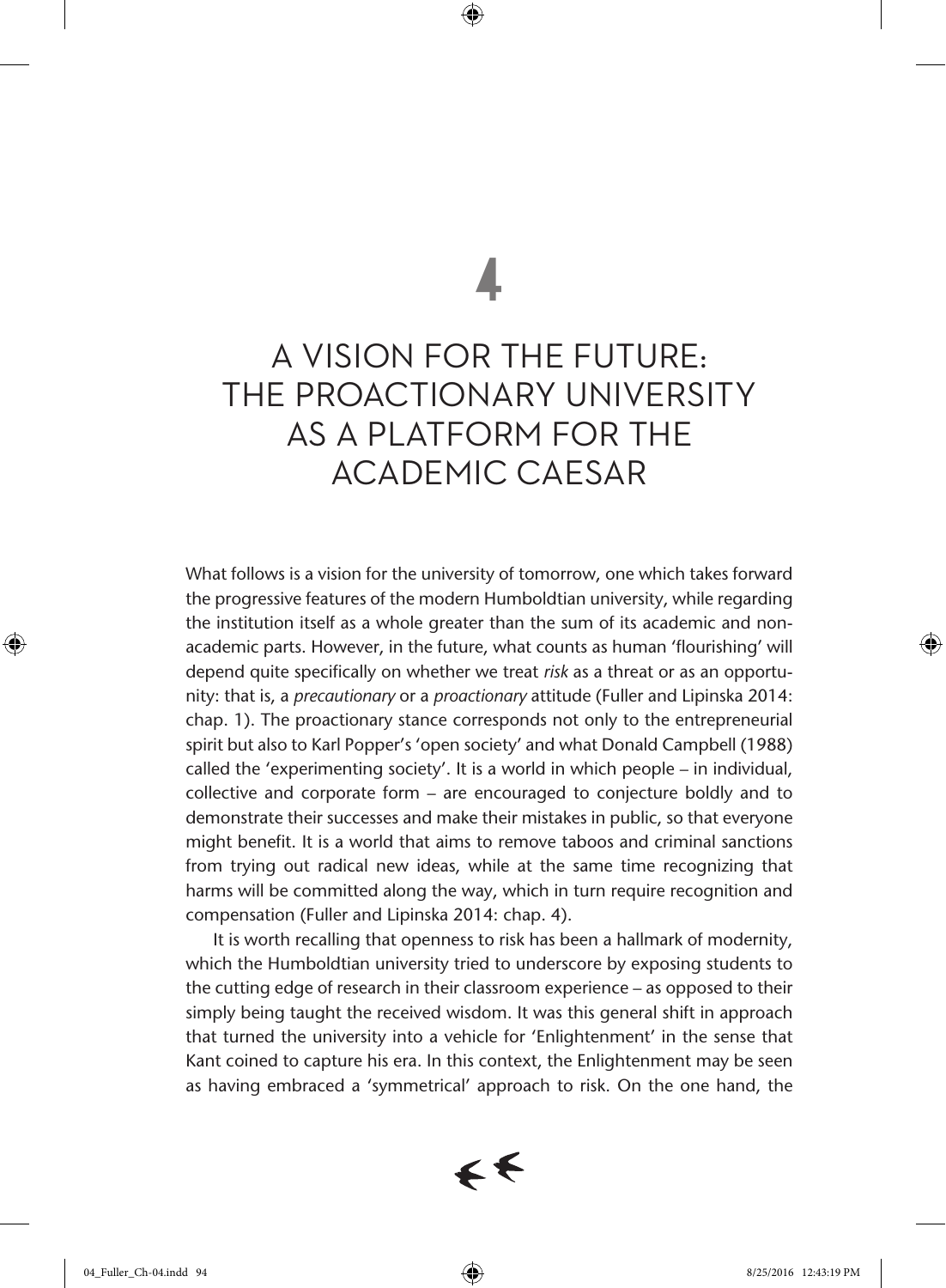# 4

# A VISION FOR THE FUTURE: THE PROACTIONARY UNIVERSITY AS A PLATFORM FOR THE ACADEMIC CAESAR

What follows is a vision for the university of tomorrow, one which takes forward the progressive features of the modern Humboldtian university, while regarding the institution itself as a whole greater than the sum of its academic and non-academic parts. However, in the future, what counts as human 'flourishing' will depend quite specifically on whether we treat *risk* as a threat or as an opportunity: that is, a *precautionary* or a *proactionary* attitude (Fuller and Lipinska 2014: chap. 1). The proactionary stance corresponds not only to the entrepreneurial spirit but also to Karl Popper's 'open society' and what Donald Campbell (1988) called the 'experimenting society'. It is a world in which people – in individual, collective and corporate form – are encouraged to conjecture boldly and to demonstrate their successes and make their mistakes in public, so that everyone might benefit. It is a world that aims to remove taboos and criminal sanctions from trying out radical new ideas, while at the same time recognizing that harms will be committed along the way, which in turn require recognition and compensation (Fuller and Lipinska 2014: chap. 4).

It is worth recalling that openness to risk has been a hallmark of modernity, which the Humboldtian university tried to underscore by exposing students to the cutting edge of research in their classroom experience – as opposed to their simply being taught the received wisdom. It was this general shift in approach that turned the university into a vehicle for 'Enlightenment' in the sense that Kant coined to capture his era. In this context, the Enlightenment may be seen as having embraced a 'symmetrical' approach to risk. On the one hand, the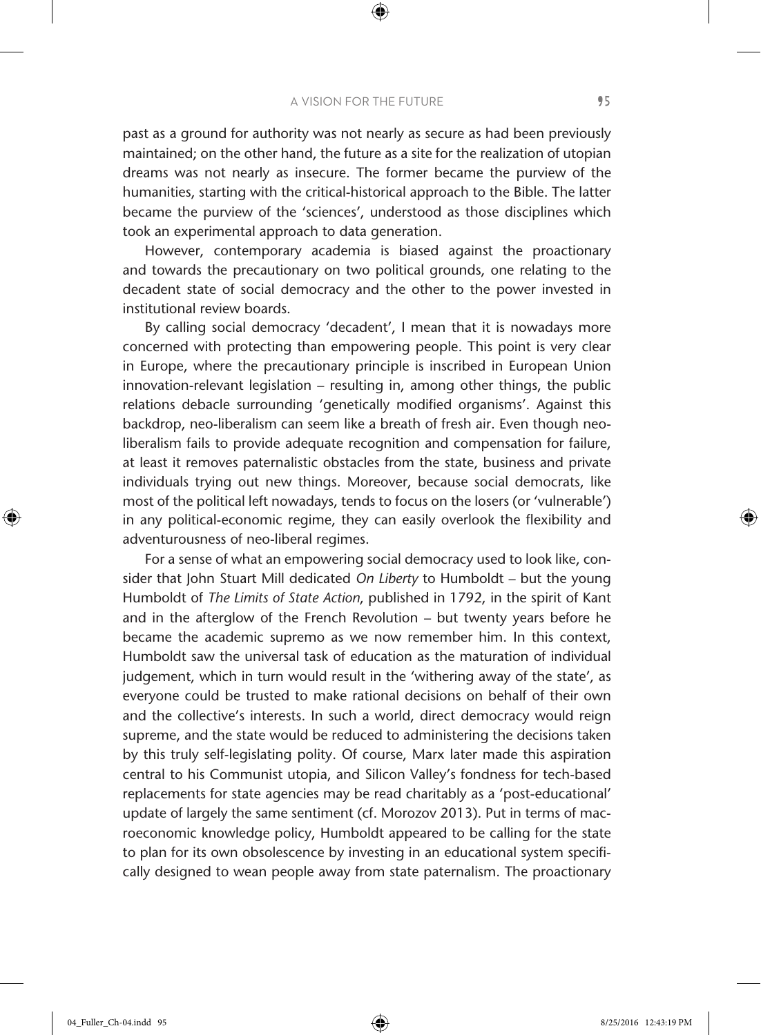past as a ground for authority was not nearly as secure as had been previously maintained; on the other hand, the future as a site for the realization of utopian dreams was not nearly as insecure. The former became the purview of the humanities, starting with the critical-historical approach to the Bible. The latter became the purview of the 'sciences', understood as those disciplines which took an experimental approach to data generation.

However, contemporary academia is biased against the proactionary and towards the precautionary on two political grounds, one relating to the decadent state of social democracy and the other to the power invested in institutional review boards.

By calling social democracy 'decadent', I mean that it is nowadays more concerned with protecting than empowering people. This point is very clear in Europe, where the precautionary principle is inscribed in European Union innovation-relevant legislation – resulting in, among other things, the public relations debacle surrounding 'genetically modified organisms'. Against this backdrop, neo-liberalism can seem like a breath of fresh air. Even though neo-liberalism fails to provide adequate recognition and compensation for failure, at least it removes paternalistic obstacles from the state, business and private individuals trying out new things. Moreover, because social democrats, like most of the political left nowadays, tends to focus on the losers (or 'vulnerable') in any political-economic regime, they can easily overlook the flexibility and adventurousness of neo-liberal regimes.

For a sense of what an empowering social democracy used to look like, consider that John Stuart Mill dedicated *On Liberty* to Humboldt – but the young Humboldt of *The Limits of State Action*, published in 1792, in the spirit of Kant and in the afterglow of the French Revolution – but twenty years before he became the academic supremo as we now remember him. In this context, Humboldt saw the universal task of education as the maturation of individual judgement, which in turn would result in the 'withering away of the state', as everyone could be trusted to make rational decisions on behalf of their own and the collective's interests. In such a world, direct democracy would reign supreme, and the state would be reduced to administering the decisions taken by this truly self-legislating polity. Of course, Marx later made this aspiration central to his Communist utopia, and Silicon Valley's fondness for tech-based replacements for state agencies may be read charitably as a 'post-educational' update of largely the same sentiment (cf. Morozov 2013). Put in terms of macroeconomic knowledge policy, Humboldt appeared to be calling for the state to plan for its own obsolescence by investing in an educational system specifically designed to wean people away from state paternalism. The proactionary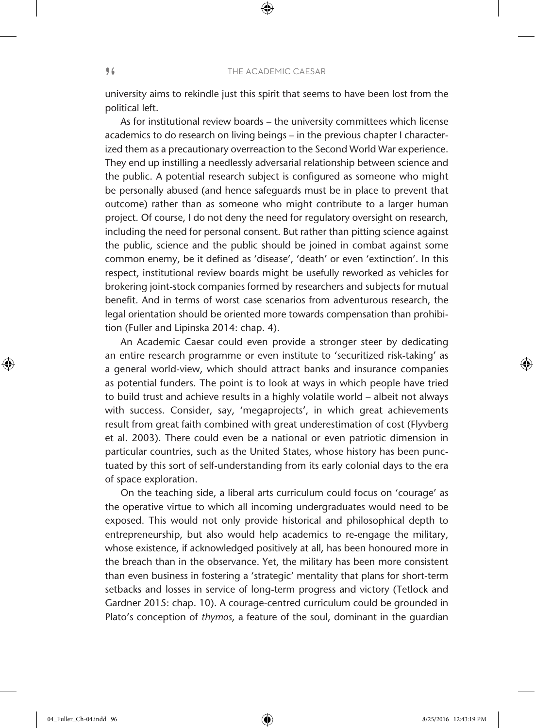university aims to rekindle just this spirit that seems to have been lost from the political left.

As for institutional review boards – the university committees which license academics to do research on living beings – in the previous chapter I characterized them as a precautionary overreaction to the Second World War experience. They end up instilling a needlessly adversarial relationship between science and the public. A potential research subject is configured as someone who might be personally abused (and hence safeguards must be in place to prevent that outcome) rather than as someone who might contribute to a larger human project. Of course, I do not deny the need for regulatory oversight on research, including the need for personal consent. But rather than pitting science against the public, science and the public should be joined in combat against some common enemy, be it defined as 'disease', 'death' or even 'extinction'. In this respect, institutional review boards might be usefully reworked as vehicles for brokering joint-stock companies formed by researchers and subjects for mutual benefit. And in terms of worst case scenarios from adventurous research, the legal orientation should be oriented more towards compensation than prohibition (Fuller and Lipinska 2014: chap. 4).

An Academic Caesar could even provide a stronger steer by dedicating an entire research programme or even institute to 'securitized risk-taking' as a general world-view, which should attract banks and insurance companies as potential funders. The point is to look at ways in which people have tried to build trust and achieve results in a highly volatile world – albeit not always with success. Consider, say, 'megaprojects', in which great achievements result from great faith combined with great underestimation of cost (Flyvberg et al. 2003). There could even be a national or even patriotic dimension in particular countries, such as the United States, whose history has been punctuated by this sort of self-understanding from its early colonial days to the era of space exploration.

On the teaching side, a liberal arts curriculum could focus on 'courage' as the operative virtue to which all incoming undergraduates would need to be exposed. This would not only provide historical and philosophical depth to entrepreneurship, but also would help academics to re-engage the military, whose existence, if acknowledged positively at all, has been honoured more in the breach than in the observance. Yet, the military has been more consistent than even business in fostering a 'strategic' mentality that plans for short-term setbacks and losses in service of long-term progress and victory (Tetlock and Gardner 2015: chap. 10). A courage-centred curriculum could be grounded in Plato's conception of *thymos*, a feature of the soul, dominant in the guardian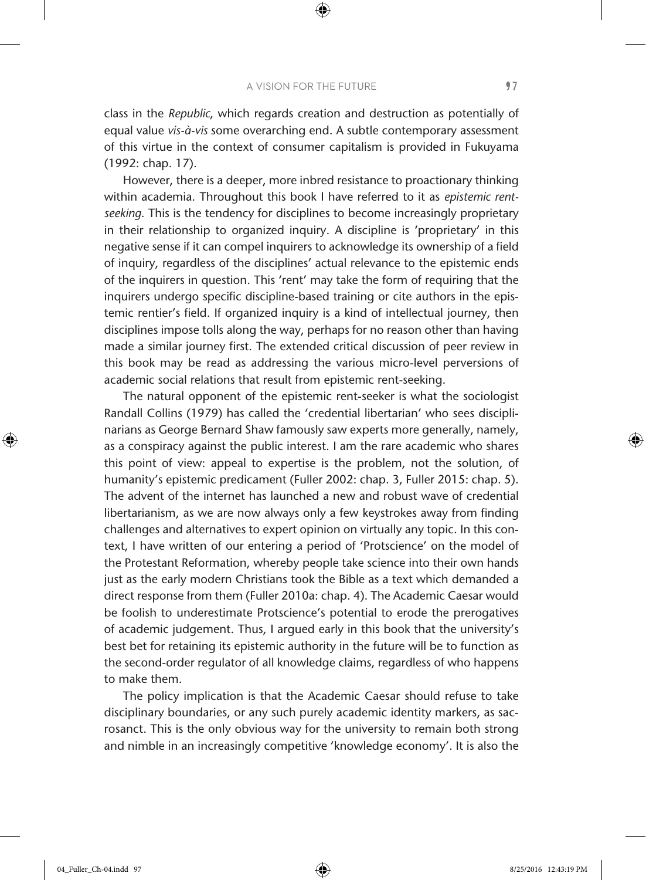class in the *Republic*, which regards creation and destruction as potentially of equal value *vis-à-vis* some overarching end. A subtle contemporary assessment of this virtue in the context of consumer capitalism is provided in Fukuyama (1992: chap. 17).

However, there is a deeper, more inbred resistance to proactionary thinking within academia. Throughout this book I have referred to it as *epistemic rent-seeking*. This is the tendency for disciplines to become increasingly proprietary in their relationship to organized inquiry. A discipline is 'proprietary' in this negative sense if it can compel inquirers to acknowledge its ownership of a field of inquiry, regardless of the disciplines' actual relevance to the epistemic ends of the inquirers in question. This 'rent' may take the form of requiring that the inquirers undergo specific discipline-based training or cite authors in the epistemic rentier's field. If organized inquiry is a kind of intellectual journey, then disciplines impose tolls along the way, perhaps for no reason other than having made a similar journey first. The extended critical discussion of peer review in this book may be read as addressing the various micro-level perversions of academic social relations that result from epistemic rent-seeking.

The natural opponent of the epistemic rent-seeker is what the sociologist Randall Collins (1979) has called the 'credential libertarian' who sees disciplinarians as George Bernard Shaw famously saw experts more generally, namely, as a conspiracy against the public interest. I am the rare academic who shares this point of view: appeal to expertise is the problem, not the solution, of humanity's epistemic predicament (Fuller 2002: chap. 3, Fuller 2015: chap. 5). The advent of the internet has launched a new and robust wave of credential libertarianism, as we are now always only a few keystrokes away from finding challenges and alternatives to expert opinion on virtually any topic. In this context, I have written of our entering a period of 'Protscience' on the model of the Protestant Reformation, whereby people take science into their own hands just as the early modern Christians took the Bible as a text which demanded a direct response from them (Fuller 2010a: chap. 4). The Academic Caesar would be foolish to underestimate Protscience's potential to erode the prerogatives of academic judgement. Thus, I argued early in this book that the university's best bet for retaining its epistemic authority in the future will be to function as the second-order regulator of all knowledge claims, regardless of who happens to make them.

The policy implication is that the Academic Caesar should refuse to take disciplinary boundaries, or any such purely academic identity markers, as sacrosanct. This is the only obvious way for the university to remain both strong and nimble in an increasingly competitive 'knowledge economy'. It is also the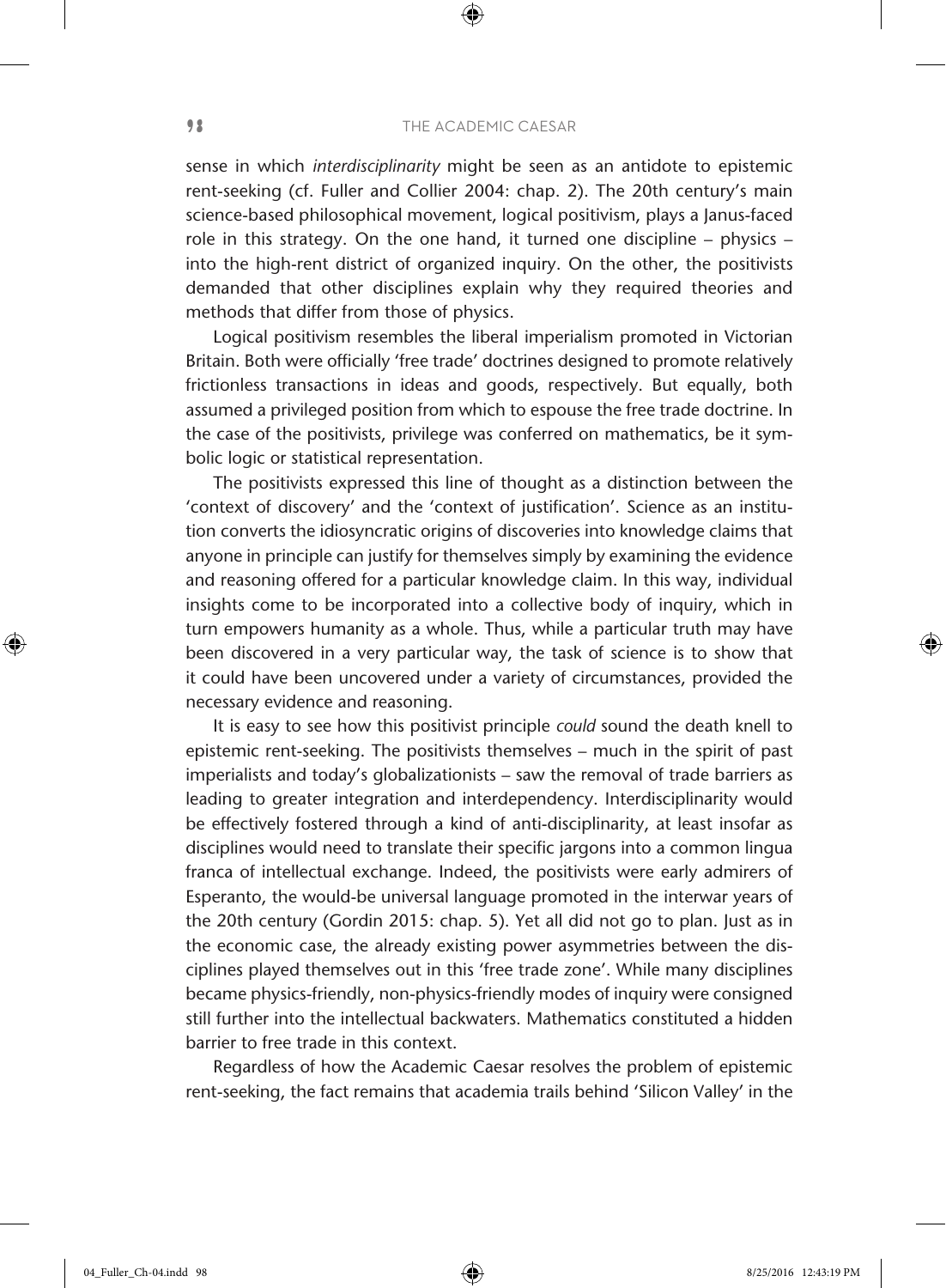sense in which *interdisciplinarity* might be seen as an antidote to epistemic rent-seeking (cf. Fuller and Collier 2004: chap. 2). The 20th century's main science-based philosophical movement, logical positivism, plays a Janus-faced role in this strategy. On the one hand, it turned one discipline – physics – into the high-rent district of organized inquiry. On the other, the positivists demanded that other disciplines explain why they required theories and methods that differ from those of physics.

Logical positivism resembles the liberal imperialism promoted in Victorian Britain. Both were officially 'free trade' doctrines designed to promote relatively frictionless transactions in ideas and goods, respectively. But equally, both assumed a privileged position from which to espouse the free trade doctrine. In the case of the positivists, privilege was conferred on mathematics, be it symbolic logic or statistical representation.

The positivists expressed this line of thought as a distinction between the 'context of discovery' and the 'context of justification'. Science as an institution converts the idiosyncratic origins of discoveries into knowledge claims that anyone in principle can justify for themselves simply by examining the evidence and reasoning offered for a particular knowledge claim. In this way, individual insights come to be incorporated into a collective body of inquiry, which in turn empowers humanity as a whole. Thus, while a particular truth may have been discovered in a very particular way, the task of science is to show that it could have been uncovered under a variety of circumstances, provided the necessary evidence and reasoning.

It is easy to see how this positivist principle *could* sound the death knell to epistemic rent-seeking. The positivists themselves – much in the spirit of past imperialists and today's globalizationists – saw the removal of trade barriers as leading to greater integration and interdependency. Interdisciplinarity would be effectively fostered through a kind of anti-disciplinarity, at least insofar as disciplines would need to translate their specific jargons into a common lingua franca of intellectual exchange. Indeed, the positivists were early admirers of Esperanto, the would-be universal language promoted in the interwar years of the 20th century (Gordin 2015: chap. 5). Yet all did not go to plan. Just as in the economic case, the already existing power asymmetries between the disciplines played themselves out in this 'free trade zone'. While many disciplines became physics-friendly, non-physics-friendly modes of inquiry were consigned still further into the intellectual backwaters. Mathematics constituted a hidden barrier to free trade in this context.

Regardless of how the Academic Caesar resolves the problem of epistemic rent-seeking, the fact remains that academia trails behind 'Silicon Valley' in the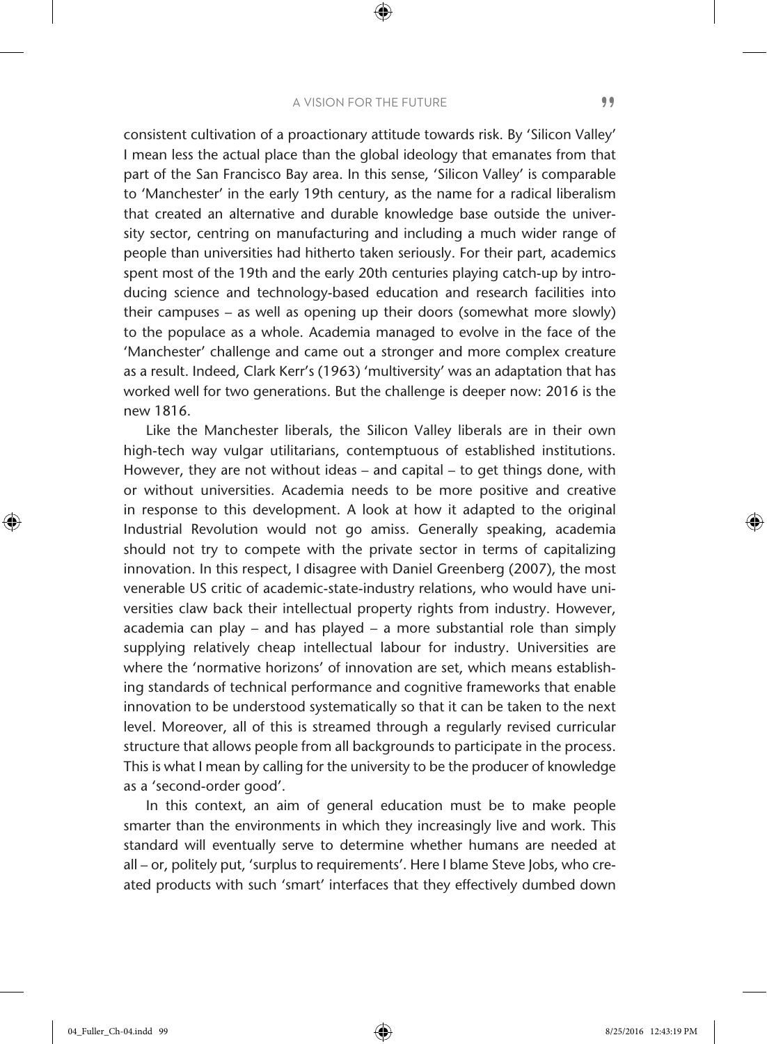consistent cultivation of a proactionary attitude towards risk. By 'Silicon Valley' I mean less the actual place than the global ideology that emanates from that part of the San Francisco Bay area. In this sense, 'Silicon Valley' is comparable to 'Manchester' in the early 19th century, as the name for a radical liberalism that created an alternative and durable knowledge base outside the university sector, centring on manufacturing and including a much wider range of people than universities had hitherto taken seriously. For their part, academics spent most of the 19th and the early 20th centuries playing catch-up by introducing science and technology-based education and research facilities into their campuses – as well as opening up their doors (somewhat more slowly) to the populace as a whole. Academia managed to evolve in the face of the 'Manchester' challenge and came out a stronger and more complex creature as a result. Indeed, Clark Kerr's (1963) 'multiversity' was an adaptation that has worked well for two generations. But the challenge is deeper now: 2016 is the new 1816.

Like the Manchester liberals, the Silicon Valley liberals are in their own high-tech way vulgar utilitarians, contemptuous of established institutions. However, they are not without ideas – and capital – to get things done, with or without universities. Academia needs to be more positive and creative in response to this development. A look at how it adapted to the original Industrial Revolution would not go amiss. Generally speaking, academia should not try to compete with the private sector in terms of capitalizing innovation. In this respect, I disagree with Daniel Greenberg (2007), the most venerable US critic of academic-state-industry relations, who would have universities claw back their intellectual property rights from industry. However, academia can play – and has played – a more substantial role than simply supplying relatively cheap intellectual labour for industry. Universities are where the 'normative horizons' of innovation are set, which means establishing standards of technical performance and cognitive frameworks that enable innovation to be understood systematically so that it can be taken to the next level. Moreover, all of this is streamed through a regularly revised curricular structure that allows people from all backgrounds to participate in the process. This is what I mean by calling for the university to be the producer of knowledge as a 'second-order good'.

In this context, an aim of general education must be to make people smarter than the environments in which they increasingly live and work. This standard will eventually serve to determine whether humans are needed at all – or, politely put, 'surplus to requirements'. Here I blame Steve Jobs, who created products with such 'smart' interfaces that they effectively dumbed down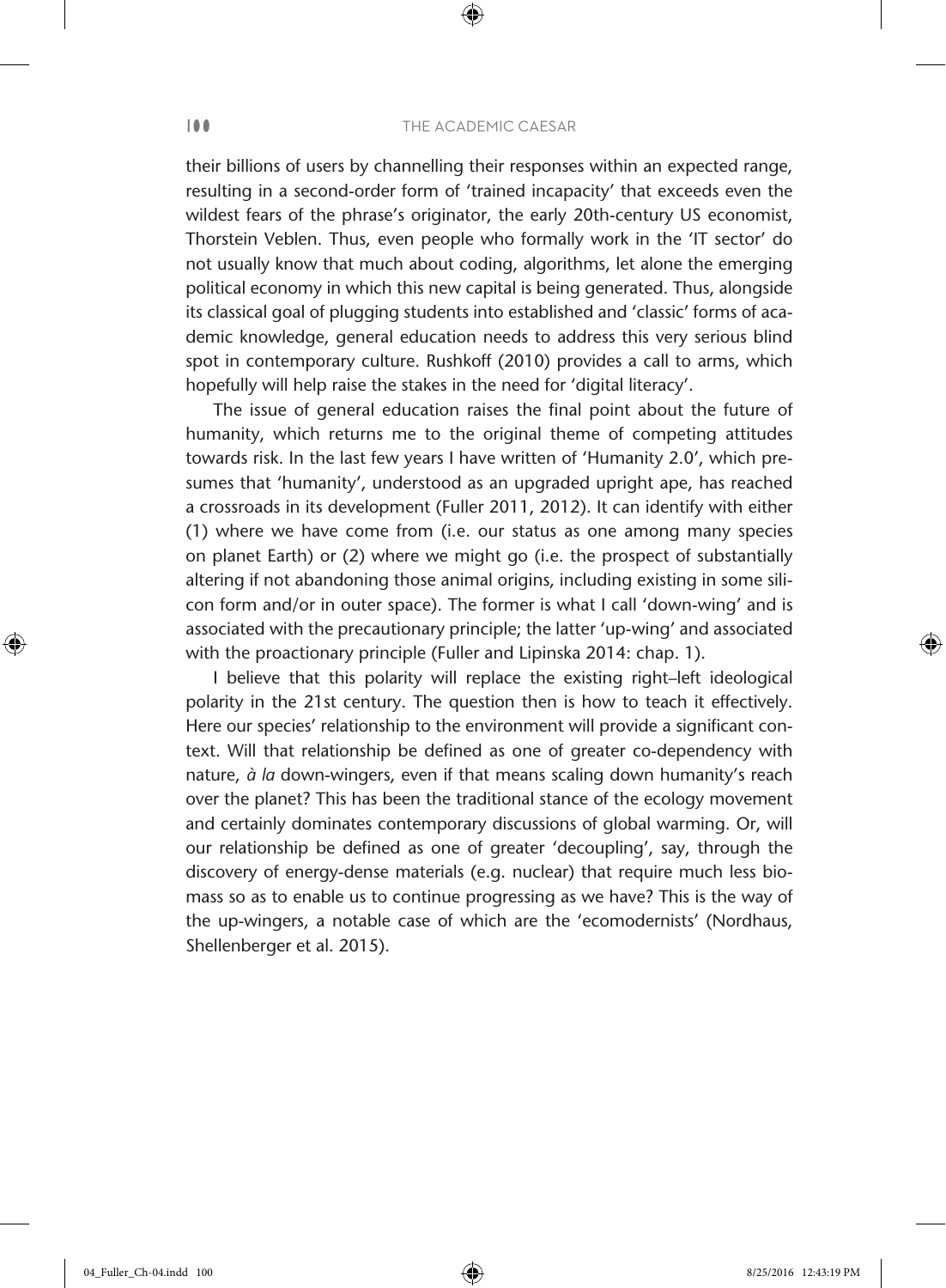their billions of users by channelling their responses within an expected range, resulting in a second-order form of 'trained incapacity' that exceeds even the wildest fears of the phrase's originator, the early 20th-century US economist, Thorstein Veblen. Thus, even people who formally work in the 'IT sector' do not usually know that much about coding, algorithms, let alone the emerging political economy in which this new capital is being generated. Thus, alongside its classical goal of plugging students into established and 'classic' forms of academic knowledge, general education needs to address this very serious blind spot in contemporary culture. Rushkoff (2010) provides a call to arms, which hopefully will help raise the stakes in the need for 'digital literacy'.

The issue of general education raises the final point about the future of humanity, which returns me to the original theme of competing attitudes towards risk. In the last few years I have written of 'Humanity 2.0', which presumes that 'humanity', understood as an upgraded upright ape, has reached a crossroads in its development (Fuller 2011, 2012). It can identify with either (1) where we have come from (i.e. our status as one among many species on planet Earth) or (2) where we might go (i.e. the prospect of substantially altering if not abandoning those animal origins, including existing in some silicon form and/or in outer space). The former is what I call 'down-wing' and is associated with the precautionary principle; the latter 'up-wing' and associated with the proactionary principle (Fuller and Lipinska 2014: chap. 1).

I believe that this polarity will replace the existing right–left ideological polarity in the 21st century. The question then is how to teach it effectively. Here our species' relationship to the environment will provide a significant context. Will that relationship be defined as one of greater co-dependency with nature, *à la* down-wingers, even if that means scaling down humanity's reach over the planet? This has been the traditional stance of the ecology movement and certainly dominates contemporary discussions of global warming. Or, will our relationship be defined as one of greater 'decoupling', say, through the discovery of energy-dense materials (e.g. nuclear) that require much less biomass so as to enable us to continue progressing as we have? This is the way of the up-wingers, a notable case of which are the 'ecomodernists' (Nordhaus, Shellenberger et al. 2015).